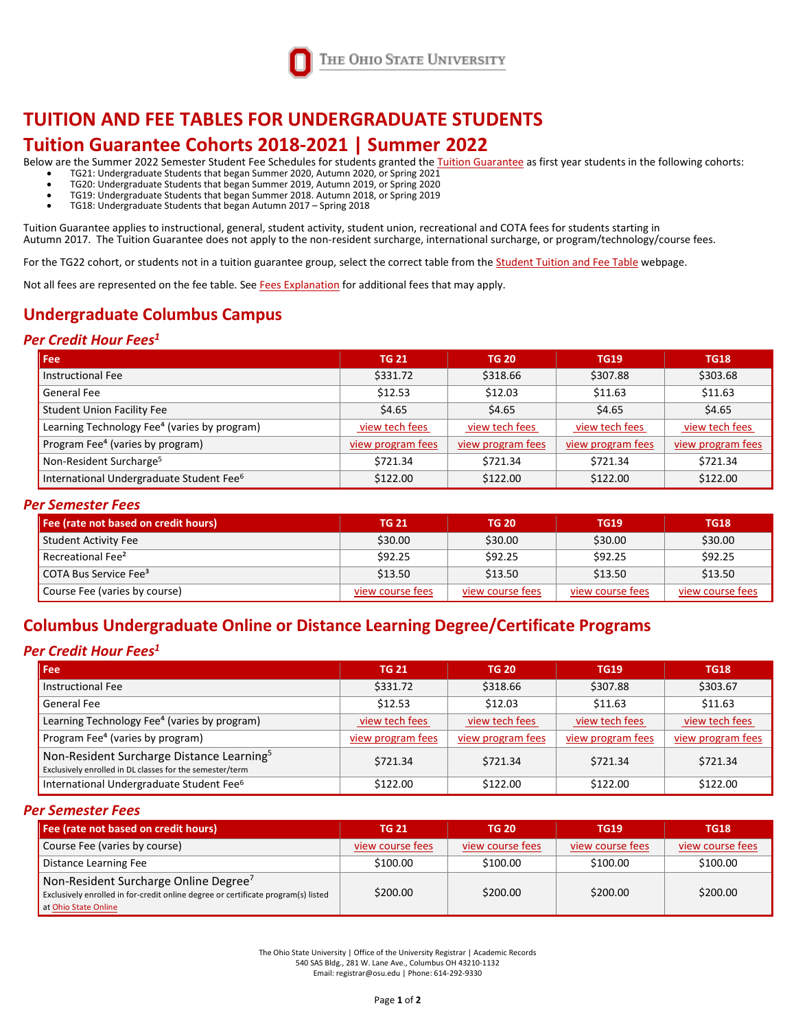# TUITION AND FEE TABLES FOR UNDERGRADUATE STUDENTS

## Tuition Guarantee Cohorts 2018-2021 | Summer 2022

Below are the Summer 2022 Semester Student Fee Schedules for students granted the Tuition Guarantee as first year students in the following cohorts:

- TG21: Undergraduate Students that began Summer 2020, Autumn 2020, or Spring 2021
- TG20: Undergraduate Students that began Summer 2019, Autumn 2019, or Spring 2020
- TG19: Undergraduate Students that began Summer 2018. Autumn 2018, or Spring 2019
- TG18: Undergraduate Students that began Autumn 2017 – Spring 2018

Tuition Guarantee applies to instructional, general, student activity, student union, recreational and COTA fees for students starting in Autumn 2017. The Tuition Guarantee does not apply to the non-resident surcharge, international surcharge, or program/technology/course fees.

For the TG22 cohort, or students not in a tuition guarantee group, select the correct table from the Student Tuition and Fee Table webpage.

Not all fees are represented on the fee table. See Fees Explanation for additional fees that may apply.

## Undergraduate Columbus Campus

### *Per Credit Hour Fees[1]*

| Fee | TG 21 | TG 20 | TG19 | TG18 |
|---|---|---|---|---|
| Instructional Fee | $331.72 | $318.66 | $307.88 | $303.68 |
| General Fee | $12.53 | $12.03 | $11.63 | $11.63 |
| Student Union Facility Fee | $4.65 | $4.65 | $4.65 | $4.65 |
| Learning Technology Fee[4] (varies by program) | view tech fees | view tech fees | view tech fees | view tech fees |
| Program Fee[4] (varies by program) | view program fees | view program fees | view program fees | view program fees |
| Non-Resident Surcharge[5] | $721.34 | $721.34 | $721.34 | $721.34 |
| International Undergraduate Student Fee[6] | $122.00 | $122.00 | $122.00 | $122.00 |

### *Per Semester Fees*

| Fee (rate not based on credit hours) | TG 21 | TG 20 | TG19 | TG18 |
|---|---|---|---|---|
| Student Activity Fee | $30.00 | $30.00 | $30.00 | $30.00 |
| Recreational Fee[2] | $92.25 | $92.25 | $92.25 | $92.25 |
| COTA Bus Service Fee[3] | $13.50 | $13.50 | $13.50 | $13.50 |
| Course Fee (varies by course) | view course fees | view course fees | view course fees | view course fees |

## Columbus Undergraduate Online or Distance Learning Degree/Certificate Programs

### *Per Credit Hour Fees[1]*

| Fee | TG 21 | TG 20 | TG19 | TG18 |
|---|---|---|---|---|
| Instructional Fee | $331.72 | $318.66 | $307.88 | $303.67 |
| General Fee | $12.53 | $12.03 | $11.63 | $11.63 |
| Learning Technology Fee[4] (varies by program) | view tech fees | view tech fees | view tech fees | view tech fees |
| Program Fee[4] (varies by program) | view program fees | view program fees | view program fees | view program fees |
| Non-Resident Surcharge Distance Learning[5] Exclusively enrolled in DL classes for the semester/term | $721.34 | $721.34 | $721.34 | $721.34 |
| International Undergraduate Student Fee[6] | $122.00 | $122.00 | $122.00 | $122.00 |

### *Per Semester Fees*

| Fee (rate not based on credit hours) | TG 21 | TG 20 | TG19 | TG18 |
|---|---|---|---|---|
| Course Fee (varies by course) | view course fees | view course fees | view course fees | view course fees |
| Distance Learning Fee | $100.00 | $100.00 | $100.00 | $100.00 |
| Non-Resident Surcharge Online Degree[7] Exclusively enrolled in for-credit online degree or certificate program(s) listed at Ohio State Online | $200.00 | $200.00 | $200.00 | $200.00 |

The Ohio State University | Office of the University Registrar | Academic Records
540 SAS Bldg., 281 W. Lane Ave., Columbus OH 43210-1132
Email: registrar@osu.edu | Phone: 614-292-9330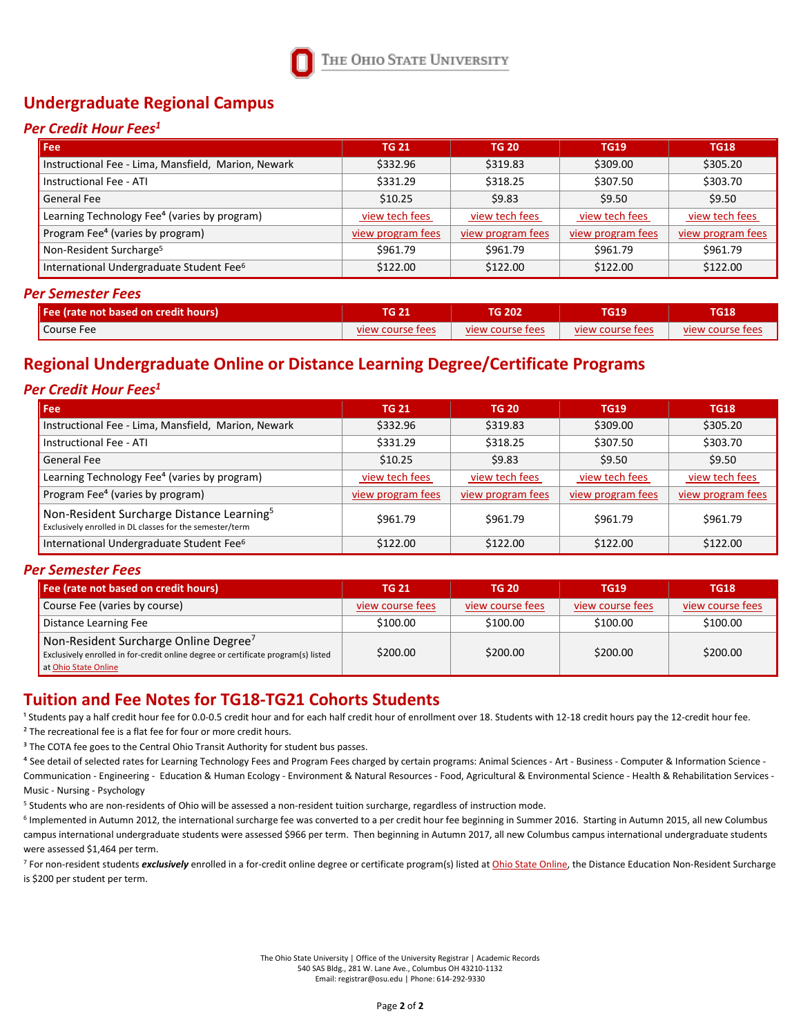## Undergraduate Regional Campus

### *Per Credit Hour Fees[1]*

| Fee | TG 21 | TG 20 | TG19 | TG18 |
|---|---|---|---|---|
| Instructional Fee - Lima, Mansfield, Marion, Newark | $332.96 | $319.83 | $309.00 | $305.20 |
| Instructional Fee - ATI | $331.29 | $318.25 | $307.50 | $303.70 |
| General Fee | $10.25 | $9.83 | $9.50 | $9.50 |
| Learning Technology Fee[4] (varies by program) | view tech fees | view tech fees | view tech fees | view tech fees |
| Program Fee[4] (varies by program) | view program fees | view program fees | view program fees | view program fees |
| Non-Resident Surcharge[5] | $961.79 | $961.79 | $961.79 | $961.79 |
| International Undergraduate Student Fee[6] | $122.00 | $122.00 | $122.00 | $122.00 |

### *Per Semester Fees*

| Fee (rate not based on credit hours) | TG 21 | TG 202 | TG19 | TG18 |
|---|---|---|---|---|
| Course Fee | view course fees | view course fees | view course fees | view course fees |

## Regional Undergraduate Online or Distance Learning Degree/Certificate Programs

### *Per Credit Hour Fees[1]*

| Fee | TG 21 | TG 20 | TG19 | TG18 |
|---|---|---|---|---|
| Instructional Fee - Lima, Mansfield, Marion, Newark | $332.96 | $319.83 | $309.00 | $305.20 |
| Instructional Fee - ATI | $331.29 | $318.25 | $307.50 | $303.70 |
| General Fee | $10.25 | $9.83 | $9.50 | $9.50 |
| Learning Technology Fee[4] (varies by program) | view tech fees | view tech fees | view tech fees | view tech fees |
| Program Fee[4] (varies by program) | view program fees | view program fees | view program fees | view program fees |
| Non-Resident Surcharge Distance Learning[5] Exclusively enrolled in DL classes for the semester/term | $961.79 | $961.79 | $961.79 | $961.79 |
| International Undergraduate Student Fee[6] | $122.00 | $122.00 | $122.00 | $122.00 |

### *Per Semester Fees*

| Fee (rate not based on credit hours) | TG 21 | TG 20 | TG19 | TG18 |
|---|---|---|---|---|
| Course Fee (varies by course) | view course fees | view course fees | view course fees | view course fees |
| Distance Learning Fee | $100.00 | $100.00 | $100.00 | $100.00 |
| Non-Resident Surcharge Online Degree[7] Exclusively enrolled in for-credit online degree or certificate program(s) listed at Ohio State Online | $200.00 | $200.00 | $200.00 | $200.00 |

## Tuition and Fee Notes for TG18-TG21 Cohorts Students

[1] Students pay a half credit hour fee for 0.0-0.5 credit hour and for each half credit hour of enrollment over 18. Students with 12-18 credit hours pay the 12-credit hour fee.

[2] The recreational fee is a flat fee for four or more credit hours.

[3] The COTA fee goes to the Central Ohio Transit Authority for student bus passes.

[4] See detail of selected rates for Learning Technology Fees and Program Fees charged by certain programs: Animal Sciences - Art - Business - Computer & Information Science - Communication - Engineering - Education & Human Ecology - Environment & Natural Resources - Food, Agricultural & Environmental Science - Health & Rehabilitation Services - Music - Nursing - Psychology

[5] Students who are non-residents of Ohio will be assessed a non-resident tuition surcharge, regardless of instruction mode.

[6] Implemented in Autumn 2012, the international surcharge fee was converted to a per credit hour fee beginning in Summer 2016. Starting in Autumn 2015, all new Columbus campus international undergraduate students were assessed $966 per term. Then beginning in Autumn 2017, all new Columbus campus international undergraduate students were assessed $1,464 per term.

[7] For non-resident students ***exclusively*** enrolled in a for-credit online degree or certificate program(s) listed at Ohio State Online, the Distance Education Non-Resident Surcharge is $200 per student per term.

The Ohio State University | Office of the University Registrar | Academic Records
540 SAS Bldg., 281 W. Lane Ave., Columbus OH 43210-1132
Email: registrar@osu.edu | Phone: 614-292-9330